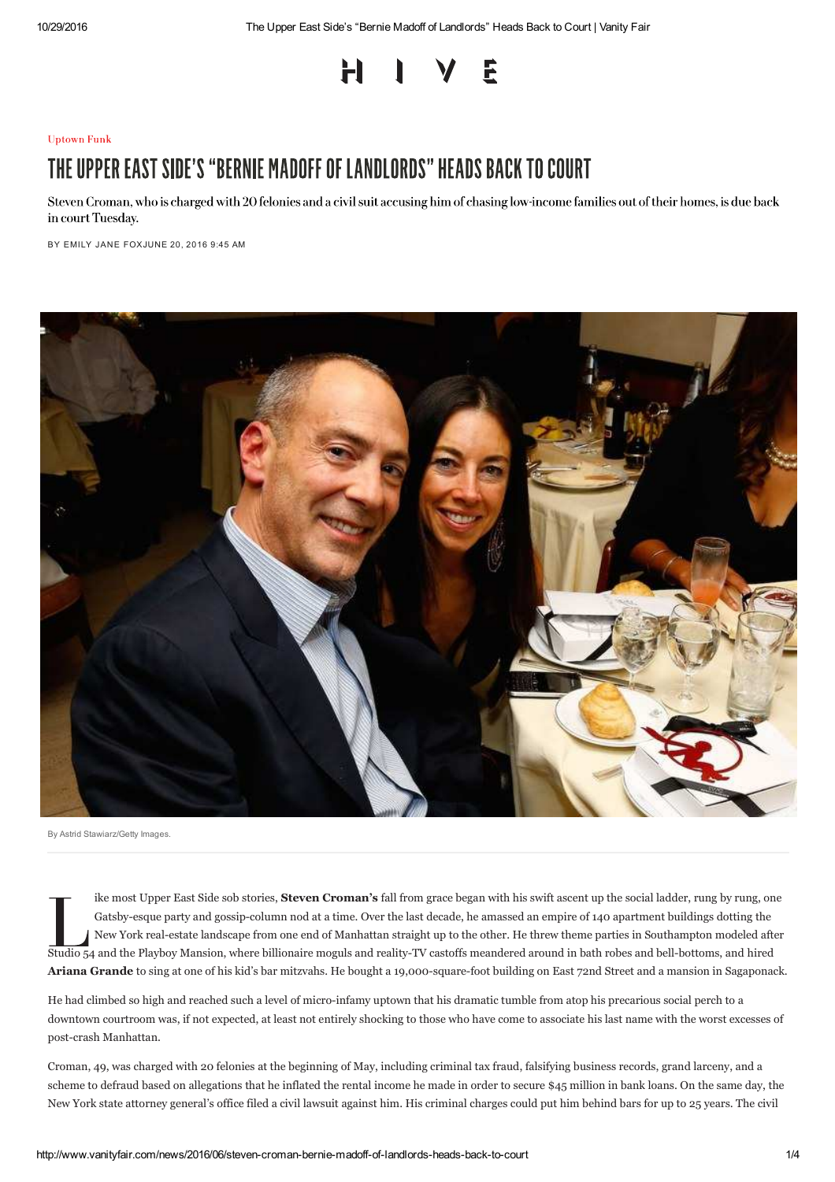Uptown Funk

# THE UPPER EAST SIDE'S "BERNIE MADOFF OF LANDLORDS" HEADS BACK TO COURT

Steven Croman, who is charged with 20 felonies and a civil suit accusing him of chasing low-income families out of their homes, is due back in court Tuesday.

BY EMILY JANE FOX JUNE 20, 2016 9:45 AM

By Astrid Stawiarz/Getty Images.

Like most Upper East Side sob stories, **Steven Croman's** fall from grace began with his swift ascent up the social ladder, rung by rung, one Gatsby-esque party and gossip-column nod at a time. Over the last decade, he amassed an empire of 140 apartment buildings dotting the New York real-estate landscape from one end of Manhattan straight up to the other. He threw theme parties in Southampton modeled after Studio 54 and the Playboy Mansion, where billionaire moguls and reality-TV castoffs meandered around in bath robes and bell-bottoms, and hired **Ariana Grande** to sing at one of his kid's bar mitzvahs. He bought a 19,000-square-foot building on East 72nd Street and a mansion in Sagaponack.

He had climbed so high and reached such a level of micro-infamy uptown that his dramatic tumble from atop his precarious social perch to a downtown courtroom was, if not expected, at least not entirely shocking to those who have come to associate his last name with the worst excesses of post-crash Manhattan.

Croman, 49, was charged with 20 felonies at the beginning of May, including criminal tax fraud, falsifying business records, grand larceny, and a scheme to defraud based on allegations that he inflated the rental income he made in order to secure $45 million in bank loans. On the same day, the New York state attorney general's office filed a civil lawsuit against him. His criminal charges could put him behind bars for up to 25 years. The civil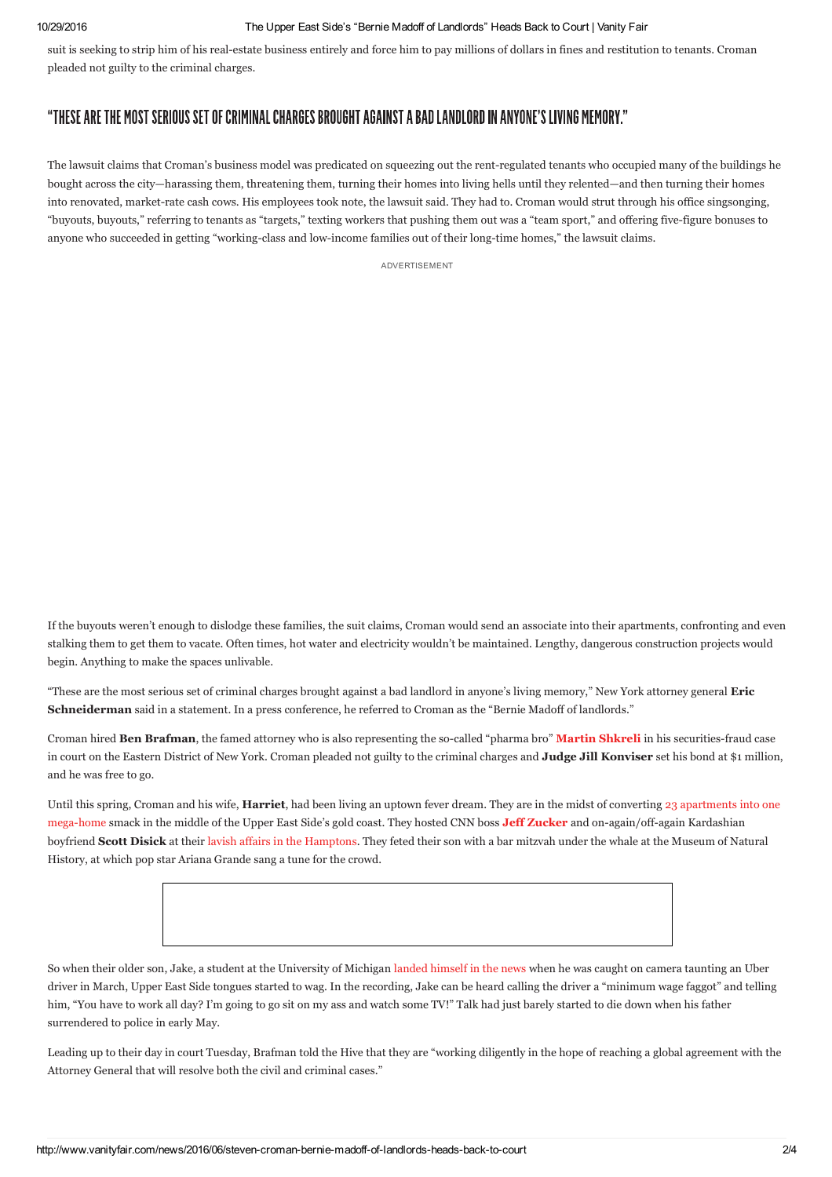suit is seeking to strip him of his real-estate business entirely and force him to pay millions of dollars in fines and restitution to tenants. Croman pleaded not guilty to the criminal charges.

## "THESE ARE THE MOST SERIOUS SET OF CRIMINAL CHARGES BROUGHT AGAINST A BAD LANDLORD IN ANYONE'S LIVING MEMORY."

The lawsuit claims that Croman's business model was predicated on squeezing out the rent-regulated tenants who occupied many of the buildings he bought across the city—harassing them, threatening them, turning their homes into living hells until they relented—and then turning their homes into renovated, market-rate cash cows. His employees took note, the lawsuit said. They had to. Croman would strut through his office singsonging, "buyouts, buyouts," referring to tenants as "targets," texting workers that pushing them out was a "team sport," and offering five-figure bonuses to anyone who succeeded in getting "working-class and low-income families out of their long-time homes," the lawsuit claims.

ADVERTISEMENT

If the buyouts weren't enough to dislodge these families, the suit claims, Croman would send an associate into their apartments, confronting and even stalking them to get them to vacate. Often times, hot water and electricity wouldn't be maintained. Lengthy, dangerous construction projects would begin. Anything to make the spaces unlivable.

"These are the most serious set of criminal charges brought against a bad landlord in anyone's living memory," New York attorney general **Eric Schneiderman** said in a statement. In a press conference, he referred to Croman as the "Bernie Madoff of landlords."

Croman hired **Ben Brafman**, the famed attorney who is also representing the so-called "pharma bro" **Martin Shkreli** in his securities-fraud case in court on the Eastern District of New York. Croman pleaded not guilty to the criminal charges and **Judge Jill Konviser** set his bond at $1 million, and he was free to go.

Until this spring, Croman and his wife, **Harriet**, had been living an uptown fever dream. They are in the midst of converting 23 apartments into one mega-home smack in the middle of the Upper East Side's gold coast. They hosted CNN boss **Jeff Zucker** and on-again/off-again Kardashian boyfriend **Scott Disick** at their lavish affairs in the Hamptons. They feted their son with a bar mitzvah under the whale at the Museum of Natural History, at which pop star Ariana Grande sang a tune for the crowd.

So when their older son, Jake, a student at the University of Michigan landed himself in the news when he was caught on camera taunting an Uber driver in March, Upper East Side tongues started to wag. In the recording, Jake can be heard calling the driver a "minimum wage faggot" and telling him, "You have to work all day? I'm going to go sit on my ass and watch some TV!" Talk had just barely started to die down when his father surrendered to police in early May.

Leading up to their day in court Tuesday, Brafman told the Hive that they are "working diligently in the hope of reaching a global agreement with the Attorney General that will resolve both the civil and criminal cases."